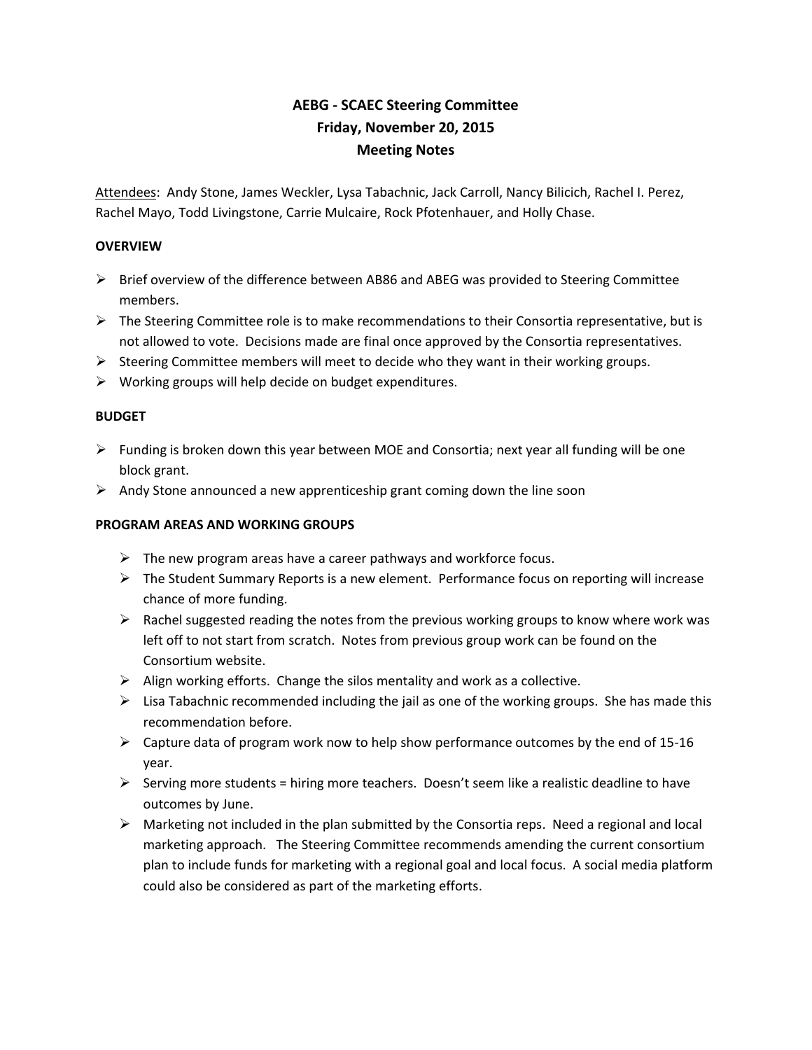# AEBG - SCAEC Steering Committee
## Friday, November 20, 2015
## Meeting Notes

Attendees: Andy Stone, James Weckler, Lysa Tabachnic, Jack Carroll, Nancy Bilicich, Rachel I. Perez, Rachel Mayo, Todd Livingstone, Carrie Mulcaire, Rock Pfotenhauer, and Holly Chase.

**OVERVIEW**

- Brief overview of the difference between AB86 and ABEG was provided to Steering Committee members.
- The Steering Committee role is to make recommendations to their Consortia representative, but is not allowed to vote. Decisions made are final once approved by the Consortia representatives.
- Steering Committee members will meet to decide who they want in their working groups.
- Working groups will help decide on budget expenditures.

**BUDGET**

- Funding is broken down this year between MOE and Consortia; next year all funding will be one block grant.
- Andy Stone announced a new apprenticeship grant coming down the line soon

**PROGRAM AREAS AND WORKING GROUPS**

- The new program areas have a career pathways and workforce focus.
- The Student Summary Reports is a new element. Performance focus on reporting will increase chance of more funding.
- Rachel suggested reading the notes from the previous working groups to know where work was left off to not start from scratch. Notes from previous group work can be found on the Consortium website.
- Align working efforts. Change the silos mentality and work as a collective.
- Lisa Tabachnic recommended including the jail as one of the working groups. She has made this recommendation before.
- Capture data of program work now to help show performance outcomes by the end of 15-16 year.
- Serving more students = hiring more teachers. Doesn't seem like a realistic deadline to have outcomes by June.
- Marketing not included in the plan submitted by the Consortia reps. Need a regional and local marketing approach. The Steering Committee recommends amending the current consortium plan to include funds for marketing with a regional goal and local focus. A social media platform could also be considered as part of the marketing efforts.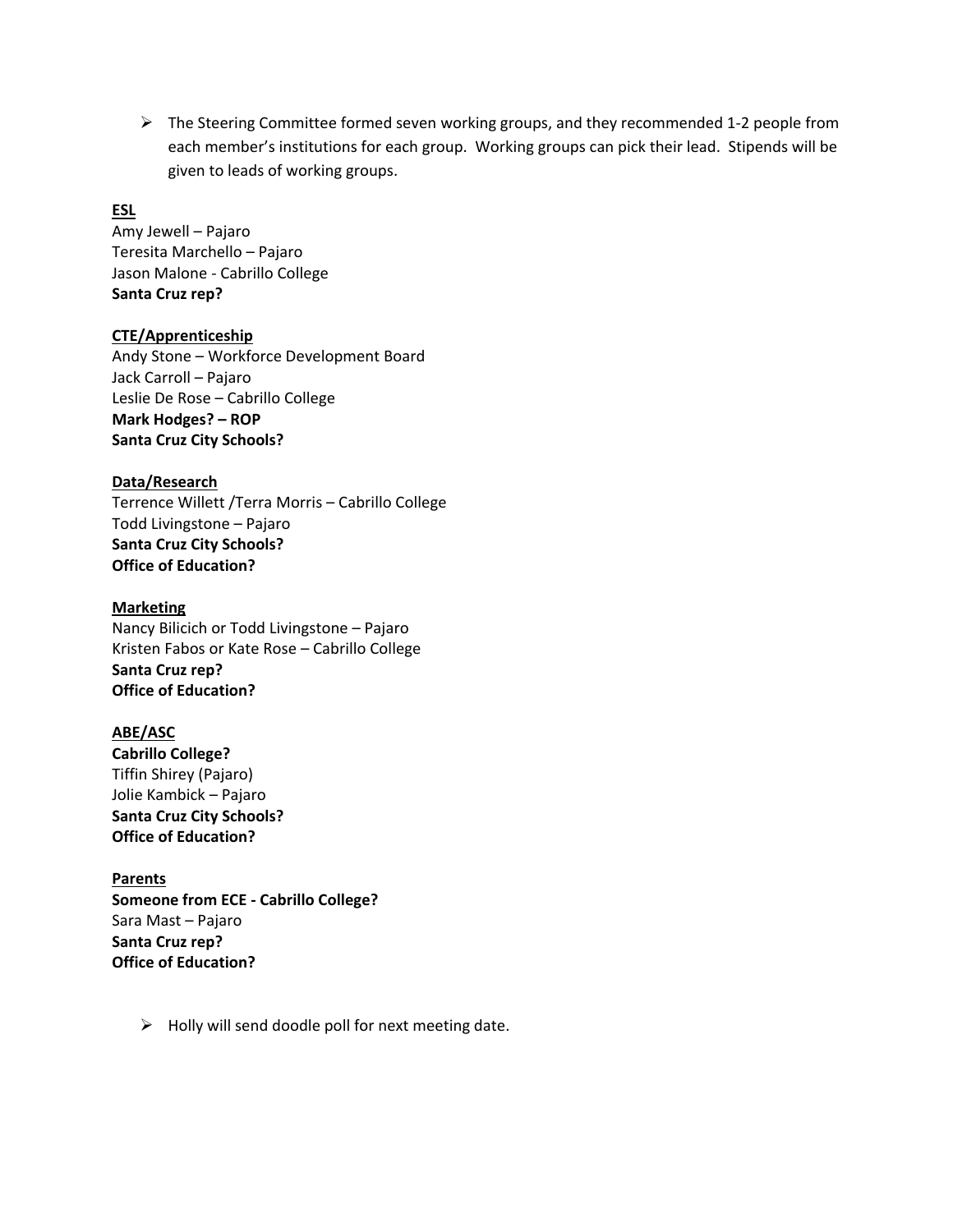- The Steering Committee formed seven working groups, and they recommended 1-2 people from each member's institutions for each group. Working groups can pick their lead. Stipends will be given to leads of working groups.

**<u>ESL</u>**
Amy Jewell – Pajaro
Teresita Marchello – Pajaro
Jason Malone - Cabrillo College
**Santa Cruz rep?**

**<u>CTE/Apprenticeship</u>**
Andy Stone – Workforce Development Board
Jack Carroll – Pajaro
Leslie De Rose – Cabrillo College
**Mark Hodges? – ROP**
**Santa Cruz City Schools?**

**<u>Data/Research</u>**
Terrence Willett /Terra Morris – Cabrillo College
Todd Livingstone – Pajaro
**Santa Cruz City Schools?**
**Office of Education?**

**<u>Marketing</u>**
Nancy Bilicich or Todd Livingstone – Pajaro
Kristen Fabos or Kate Rose – Cabrillo College
**Santa Cruz rep?**
**Office of Education?**

**<u>ABE/ASC</u>**
**Cabrillo College?**
Tiffin Shirey (Pajaro)
Jolie Kambick – Pajaro
**Santa Cruz City Schools?**
**Office of Education?**

**<u>Parents</u>**
**Someone from ECE - Cabrillo College?**
Sara Mast – Pajaro
**Santa Cruz rep?**
**Office of Education?**

- Holly will send doodle poll for next meeting date.